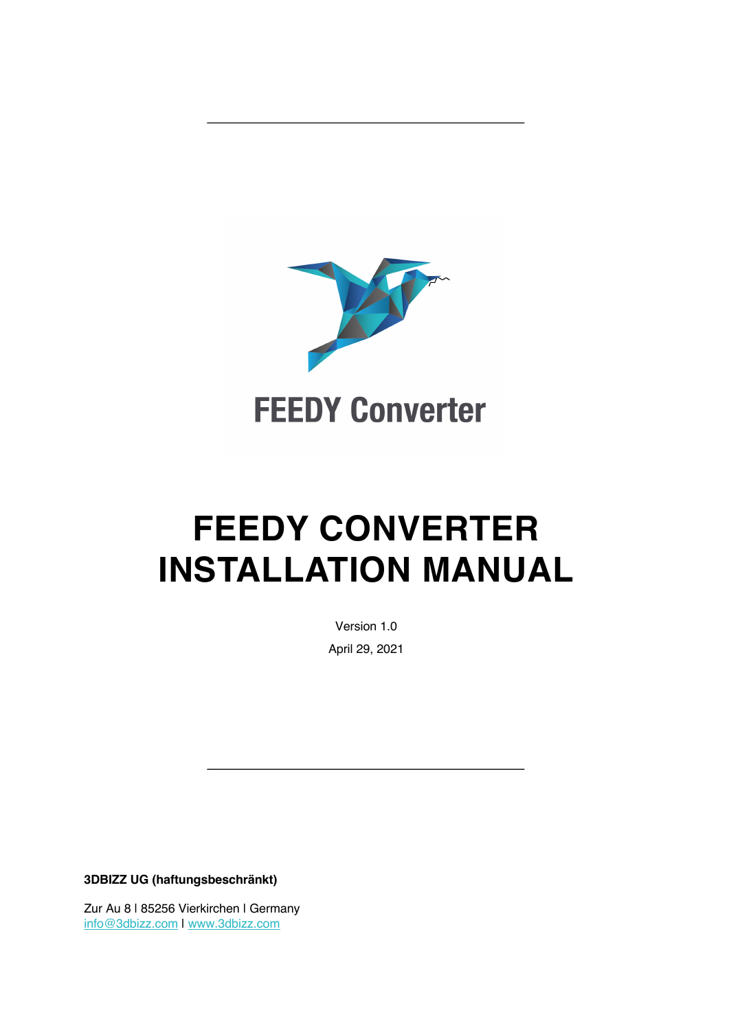FEEDY Converter

# FEEDY CONVERTER INSTALLATION MANUAL

Version 1.0

April 29, 2021

**3DBIZZ UG (haftungsbeschränkt)**

Zur Au 8 I 85256 Vierkirchen I Germany
info@3dbizz.com I www.3dbizz.com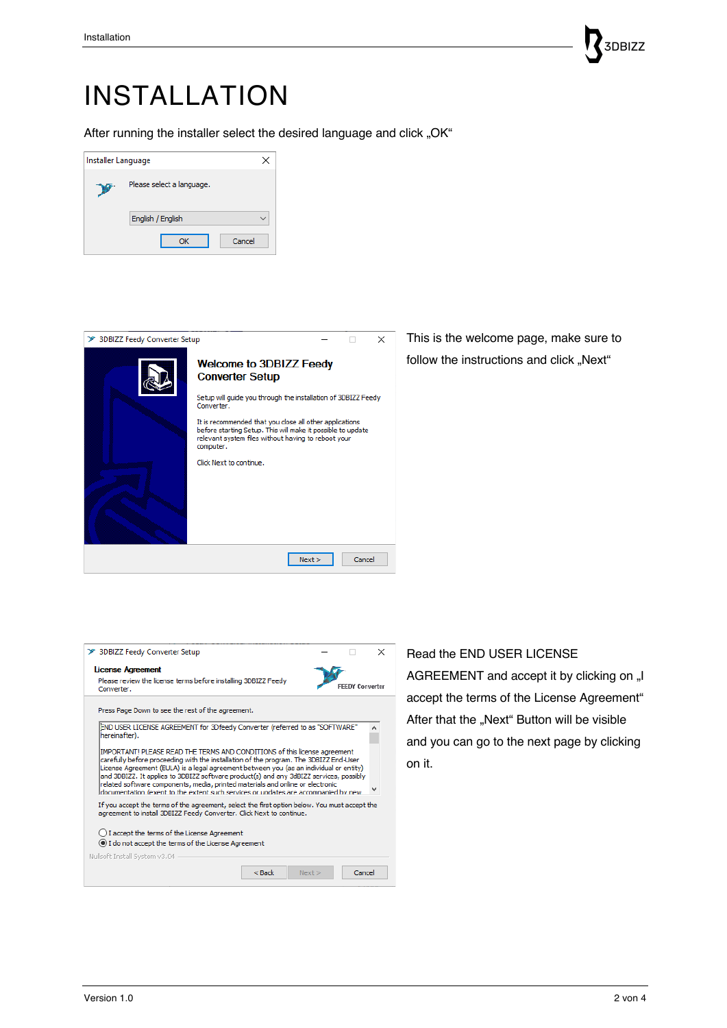# INSTALLATION

After running the installer select the desired language and click „OK“

This is the welcome page, make sure to follow the instructions and click „Next“

Read the END USER LICENSE AGREEMENT and accept it by clicking on „I accept the terms of the License Agreement“ After that the „Next“ Button will be visible and you can go to the next page by clicking on it.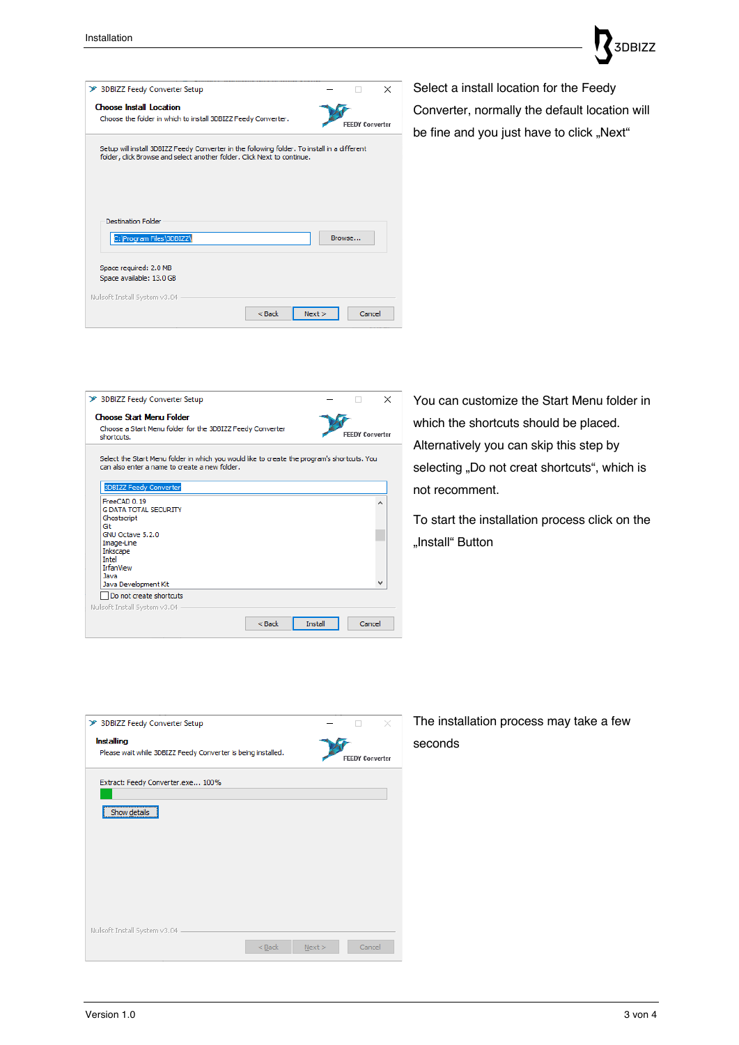Select a install location for the Feedy Converter, normally the default location will be fine and you just have to click „Next“

You can customize the Start Menu folder in which the shortcuts should be placed. Alternatively you can skip this step by selecting „Do not creat shortcuts“, which is not recomment.

To start the installation process click on the „Install“ Button

The installation process may take a few seconds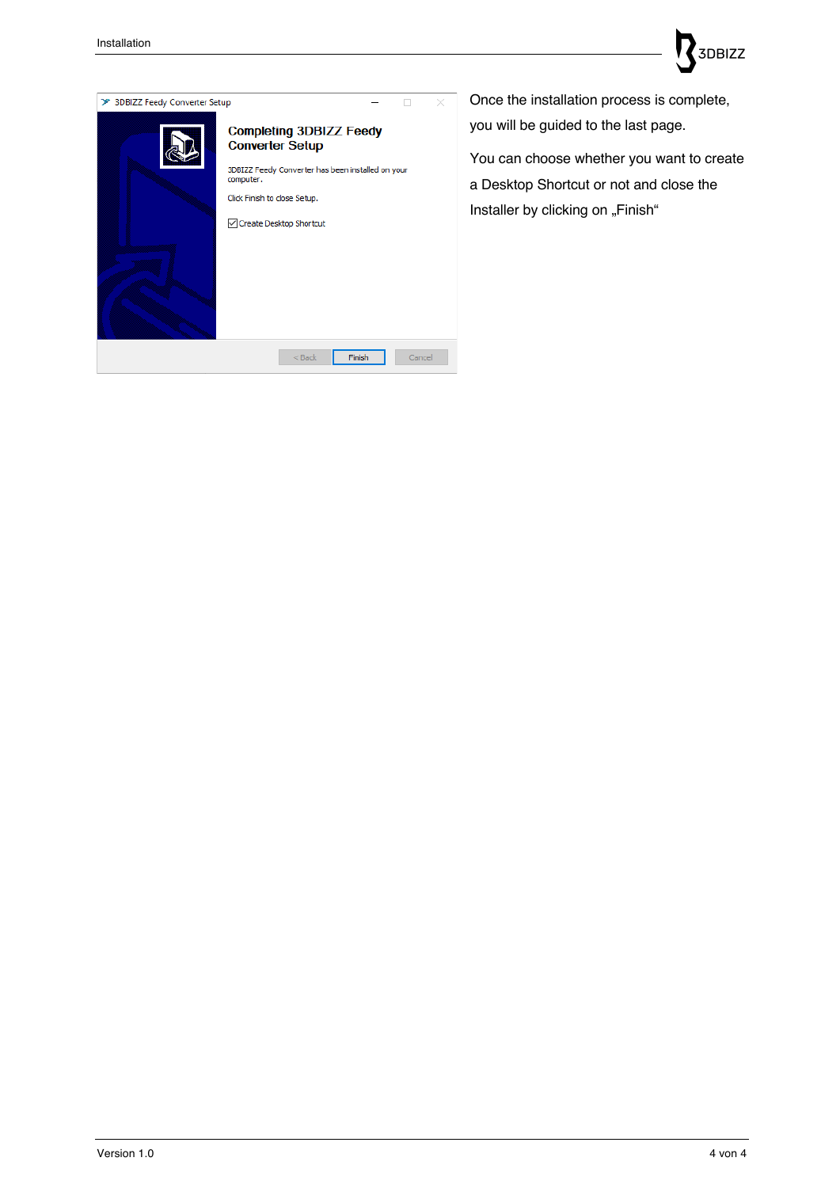Once the installation process is complete, you will be guided to the last page.

You can choose whether you want to create a Desktop Shortcut or not and close the Installer by clicking on „Finish“